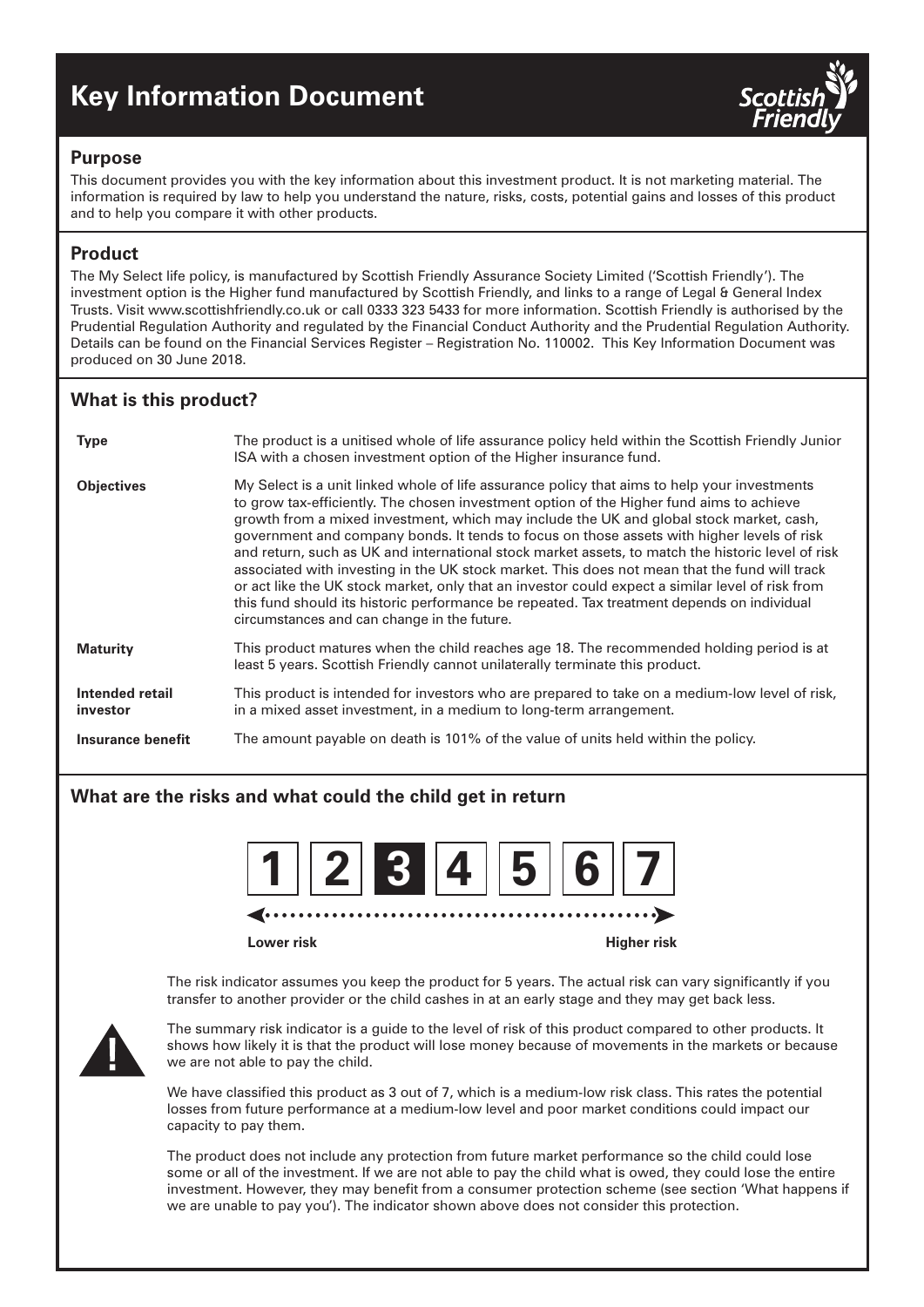# Key Information Document

## Purpose

This document provides you with the key information about this investment product. It is not marketing material. The information is required by law to help you understand the nature, risks, costs, potential gains and losses of this product and to help you compare it with other products.

## Product

The My Select life policy, is manufactured by Scottish Friendly Assurance Society Limited ('Scottish Friendly'). The investment option is the Higher fund manufactured by Scottish Friendly, and links to a range of Legal & General Index Trusts. Visit www.scottishfriendly.co.uk or call 0333 323 5433 for more information. Scottish Friendly is authorised by the Prudential Regulation Authority and regulated by the Financial Conduct Authority and the Prudential Regulation Authority. Details can be found on the Financial Services Register – Registration No. 110002. This Key Information Document was produced on 30 June 2018.

## What is this product?

| | |
|---|---|
| **Type** | The product is a unitised whole of life assurance policy held within the Scottish Friendly Junior ISA with a chosen investment option of the Higher insurance fund. |
| **Objectives** | My Select is a unit linked whole of life assurance policy that aims to help your investments to grow tax-efficiently. The chosen investment option of the Higher fund aims to achieve growth from a mixed investment, which may include the UK and global stock market, cash, government and company bonds. It tends to focus on those assets with higher levels of risk and return, such as UK and international stock market assets, to match the historic level of risk associated with investing in the UK stock market. This does not mean that the fund will track or act like the UK stock market, only that an investor could expect a similar level of risk from this fund should its historic performance be repeated. Tax treatment depends on individual circumstances and can change in the future. |
| **Maturity** | This product matures when the child reaches age 18. The recommended holding period is at least 5 years. Scottish Friendly cannot unilaterally terminate this product. |
| **Intended retail investor** | This product is intended for investors who are prepared to take on a medium-low level of risk, in a mixed asset investment, in a medium to long-term arrangement. |
| **Insurance benefit** | The amount payable on death is 101% of the value of units held within the policy. |

## What are the risks and what could the child get in return

1 | 2 | **3** | 4 | 5 | 6 | 7

Lower risk — Higher risk

The risk indicator assumes you keep the product for 5 years. The actual risk can vary significantly if you transfer to another provider or the child cashes in at an early stage and they may get back less.

The summary risk indicator is a guide to the level of risk of this product compared to other products. It shows how likely it is that the product will lose money because of movements in the markets or because we are not able to pay the child.

We have classified this product as 3 out of 7, which is a medium-low risk class. This rates the potential losses from future performance at a medium-low level and poor market conditions could impact our capacity to pay them.

The product does not include any protection from future market performance so the child could lose some or all of the investment. If we are not able to pay the child what is owed, they could lose the entire investment. However, they may benefit from a consumer protection scheme (see section 'What happens if we are unable to pay you'). The indicator shown above does not consider this protection.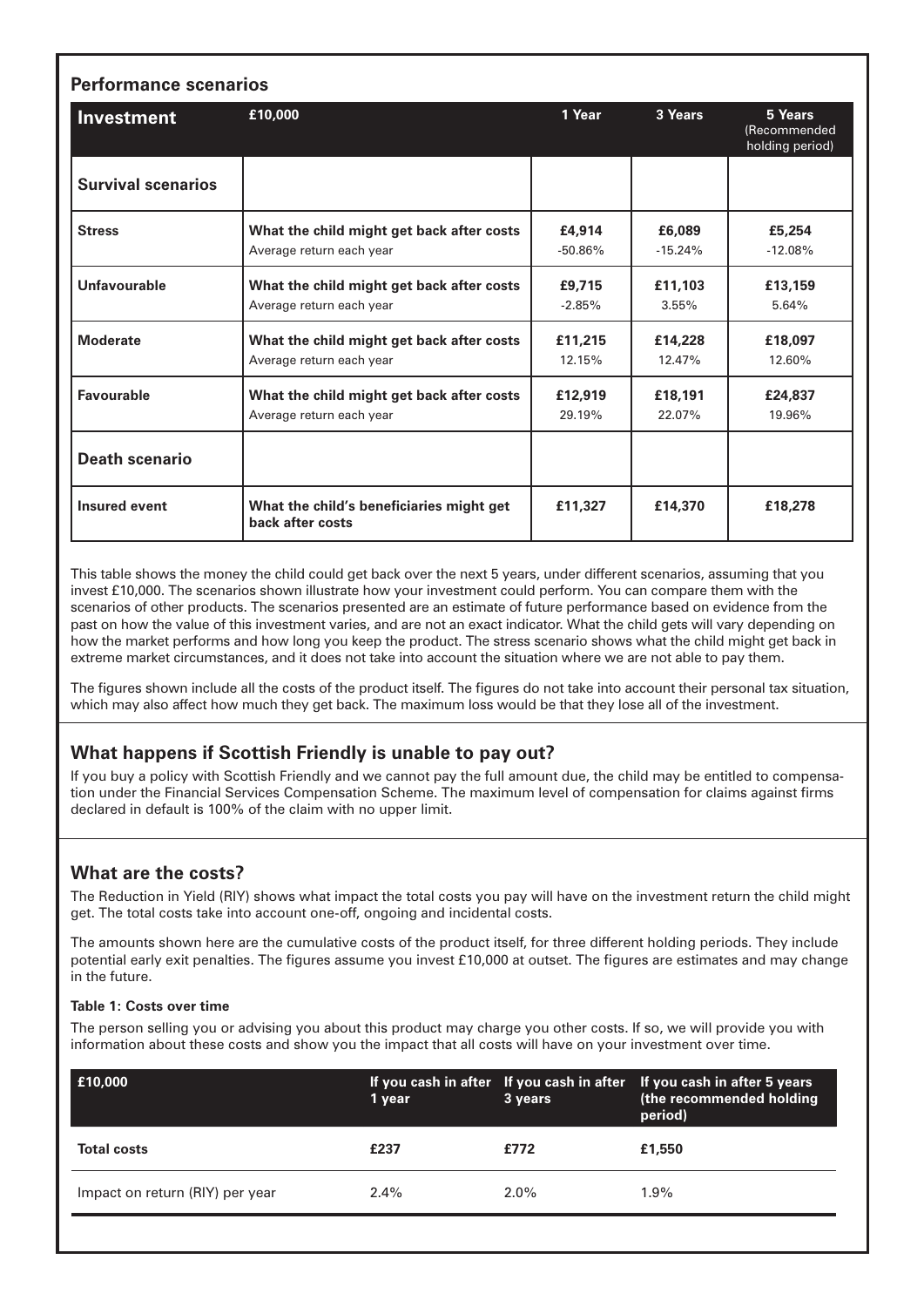## Performance scenarios

| Investment | £10,000 | 1 Year | 3 Years | 5 Years (Recommended holding period) |
|---|---|---|---|---|
| **Survival scenarios** | | | | |
| **Stress** | **What the child might get back after costs** | **£4,914** | **£6,089** | **£5,254** |
| | Average return each year | -50.86% | -15.24% | -12.08% |
| **Unfavourable** | **What the child might get back after costs** | **£9,715** | **£11,103** | **£13,159** |
| | Average return each year | -2.85% | 3.55% | 5.64% |
| **Moderate** | **What the child might get back after costs** | **£11,215** | **£14,228** | **£18,097** |
| | Average return each year | 12.15% | 12.47% | 12.60% |
| **Favourable** | **What the child might get back after costs** | **£12,919** | **£18,191** | **£24,837** |
| | Average return each year | 29.19% | 22.07% | 19.96% |
| **Death scenario** | | | | |
| **Insured event** | **What the child's beneficiaries might get back after costs** | **£11,327** | **£14,370** | **£18,278** |

This table shows the money the child could get back over the next 5 years, under different scenarios, assuming that you invest £10,000. The scenarios shown illustrate how your investment could perform. You can compare them with the scenarios of other products. The scenarios presented are an estimate of future performance based on evidence from the past on how the value of this investment varies, and are not an exact indicator. What the child gets will vary depending on how the market performs and how long you keep the product. The stress scenario shows what the child might get back in extreme market circumstances, and it does not take into account the situation where we are not able to pay them.

The figures shown include all the costs of the product itself. The figures do not take into account their personal tax situation, which may also affect how much they get back. The maximum loss would be that they lose all of the investment.

## What happens if Scottish Friendly is unable to pay out?

If you buy a policy with Scottish Friendly and we cannot pay the full amount due, the child may be entitled to compensation under the Financial Services Compensation Scheme. The maximum level of compensation for claims against firms declared in default is 100% of the claim with no upper limit.

## What are the costs?

The Reduction in Yield (RIY) shows what impact the total costs you pay will have on the investment return the child might get. The total costs take into account one-off, ongoing and incidental costs.

The amounts shown here are the cumulative costs of the product itself, for three different holding periods. They include potential early exit penalties. The figures assume you invest £10,000 at outset. The figures are estimates and may change in the future.

#### Table 1: Costs over time

The person selling you or advising you about this product may charge you other costs. If so, we will provide you with information about these costs and show you the impact that all costs will have on your investment over time.

| £10,000 | If you cash in after 1 year | If you cash in after 3 years | If you cash in after 5 years (the recommended holding period) |
|---|---|---|---|
| **Total costs** | **£237** | **£772** | **£1,550** |
| Impact on return (RIY) per year | 2.4% | 2.0% | 1.9% |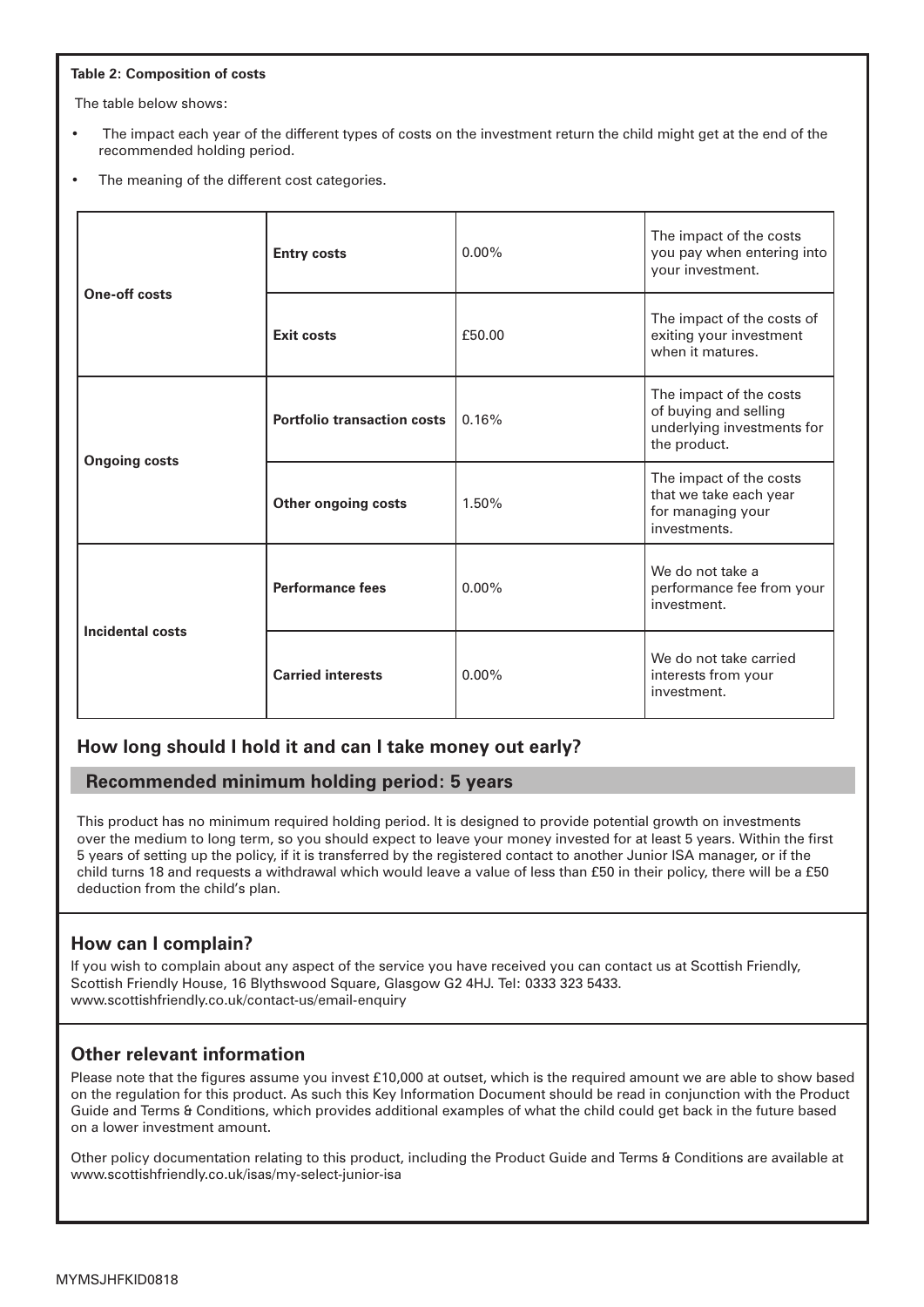**Table 2: Composition of costs**

The table below shows:

- The impact each year of the different types of costs on the investment return the child might get at the end of the recommended holding period.
- The meaning of the different cost categories.

| | | | |
|---|---|---|---|
| **One-off costs** | **Entry costs** | 0.00% | The impact of the costs you pay when entering into your investment. |
| | **Exit costs** | £50.00 | The impact of the costs of exiting your investment when it matures. |
| **Ongoing costs** | **Portfolio transaction costs** | 0.16% | The impact of the costs of buying and selling underlying investments for the product. |
| | **Other ongoing costs** | 1.50% | The impact of the costs that we take each year for managing your investments. |
| **Incidental costs** | **Performance fees** | 0.00% | We do not take a performance fee from your investment. |
| | **Carried interests** | 0.00% | We do not take carried interests from your investment. |

## How long should I hold it and can I take money out early?

### Recommended minimum holding period: 5 years

This product has no minimum required holding period. It is designed to provide potential growth on investments over the medium to long term, so you should expect to leave your money invested for at least 5 years. Within the first 5 years of setting up the policy, if it is transferred by the registered contact to another Junior ISA manager, or if the child turns 18 and requests a withdrawal which would leave a value of less than £50 in their policy, there will be a £50 deduction from the child's plan.

## How can I complain?

If you wish to complain about any aspect of the service you have received you can contact us at Scottish Friendly, Scottish Friendly House, 16 Blythswood Square, Glasgow G2 4HJ. Tel: 0333 323 5433. www.scottishfriendly.co.uk/contact-us/email-enquiry

## Other relevant information

Please note that the figures assume you invest £10,000 at outset, which is the required amount we are able to show based on the regulation for this product. As such this Key Information Document should be read in conjunction with the Product Guide and Terms & Conditions, which provides additional examples of what the child could get back in the future based on a lower investment amount.

Other policy documentation relating to this product, including the Product Guide and Terms & Conditions are available at www.scottishfriendly.co.uk/isas/my-select-junior-isa

MYMSJHFKID0818